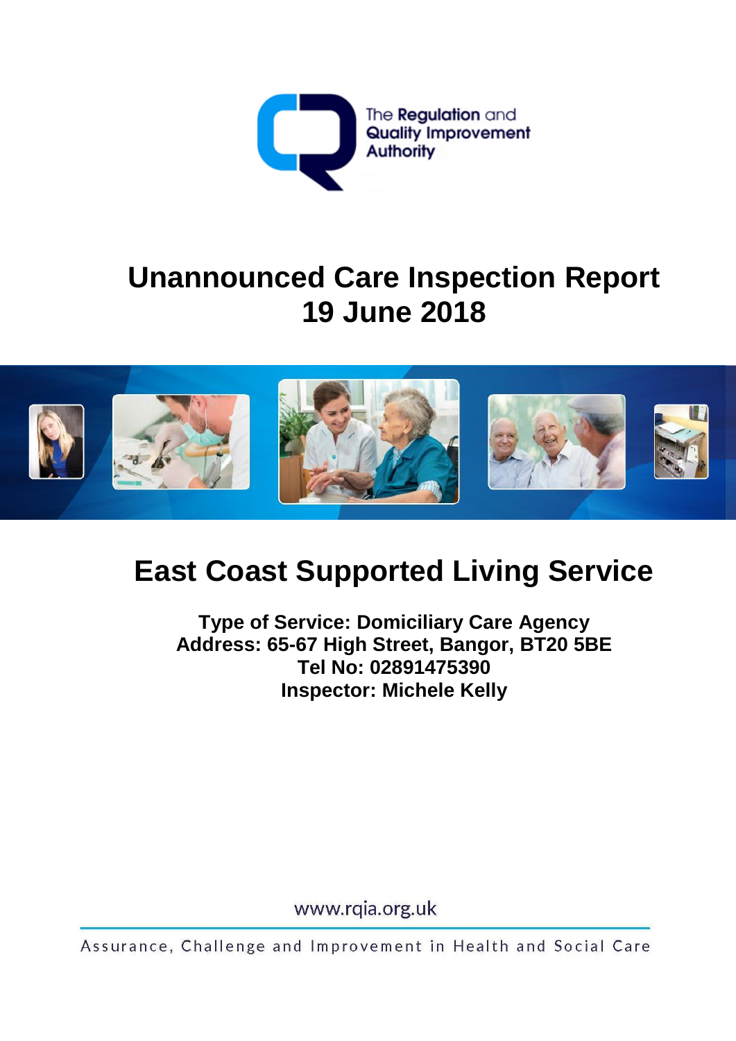The Regulation and Quality Improvement Authority

# Unannounced Care Inspection Report
# 19 June 2018

## East Coast Supported Living Service

**Type of Service: Domiciliary Care Agency**
**Address: 65-67 High Street, Bangor, BT20 5BE**
**Tel No: 02891475390**
**Inspector: Michele Kelly**

www.rqia.org.uk

Assurance, Challenge and Improvement in Health and Social Care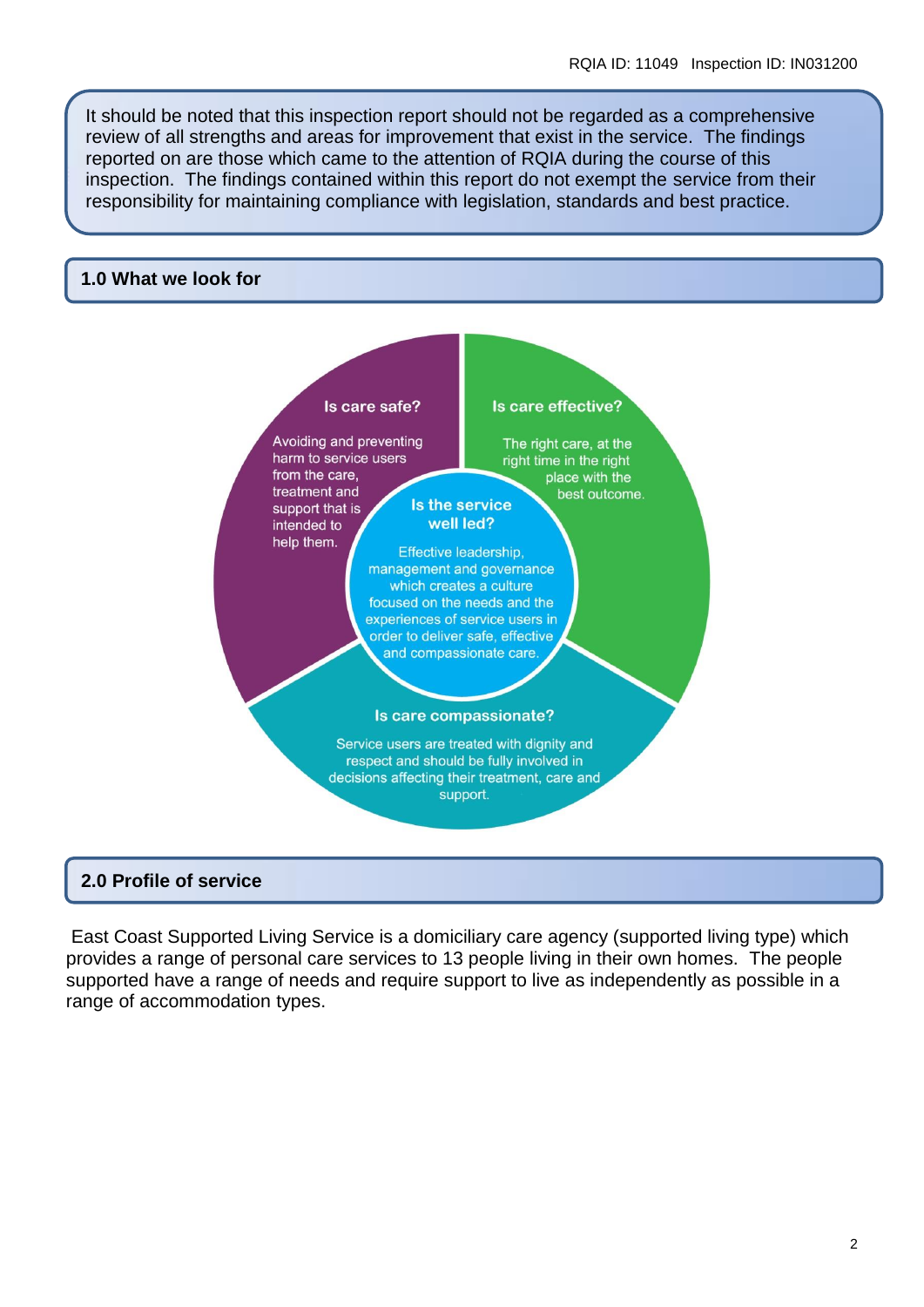It should be noted that this inspection report should not be regarded as a comprehensive review of all strengths and areas for improvement that exist in the service. The findings reported on are those which came to the attention of RQIA during the course of this inspection. The findings contained within this report do not exempt the service from their responsibility for maintaining compliance with legislation, standards and best practice.

## 1.0 What we look for

**Is care safe?**

Avoiding and preventing harm to service users from the care, treatment and support that is intended to help them.

**Is care effective?**

The right care, at the right time in the right place with the best outcome.

**Is the service well led?**

Effective leadership, management and governance which creates a culture focused on the needs and the experiences of service users in order to deliver safe, effective and compassionate care.

**Is care compassionate?**

Service users are treated with dignity and respect and should be fully involved in decisions affecting their treatment, care and support.

## 2.0 Profile of service

East Coast Supported Living Service is a domiciliary care agency (supported living type) which provides a range of personal care services to 13 people living in their own homes. The people supported have a range of needs and require support to live as independently as possible in a range of accommodation types.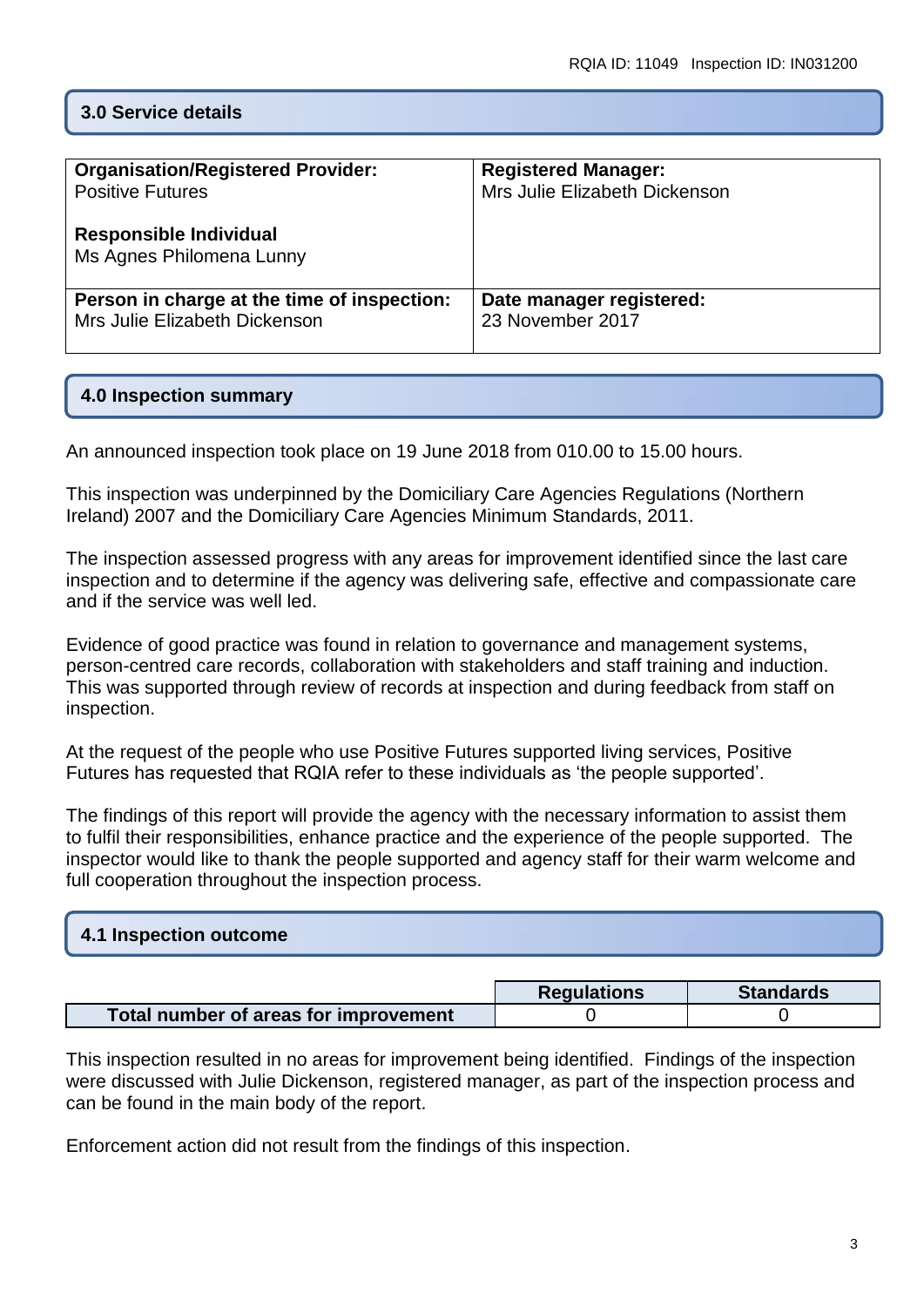## 3.0 Service details

| Organisation/Registered Provider: Positive Futures<br><br>**Responsible Individual**<br>Ms Agnes Philomena Lunny | **Registered Manager:**<br>Mrs Julie Elizabeth Dickenson |
|---|---|
| **Person in charge at the time of inspection:**<br>Mrs Julie Elizabeth Dickenson | **Date manager registered:**<br>23 November 2017 |

## 4.0 Inspection summary

An announced inspection took place on 19 June 2018 from 010.00 to 15.00 hours.

This inspection was underpinned by the Domiciliary Care Agencies Regulations (Northern Ireland) 2007 and the Domiciliary Care Agencies Minimum Standards, 2011.

The inspection assessed progress with any areas for improvement identified since the last care inspection and to determine if the agency was delivering safe, effective and compassionate care and if the service was well led.

Evidence of good practice was found in relation to governance and management systems, person-centred care records, collaboration with stakeholders and staff training and induction. This was supported through review of records at inspection and during feedback from staff on inspection.

At the request of the people who use Positive Futures supported living services, Positive Futures has requested that RQIA refer to these individuals as 'the people supported'.

The findings of this report will provide the agency with the necessary information to assist them to fulfil their responsibilities, enhance practice and the experience of the people supported. The inspector would like to thank the people supported and agency staff for their warm welcome and full cooperation throughout the inspection process.

## 4.1 Inspection outcome

| | Regulations | Standards |
|---|---|---|
| **Total number of areas for improvement** | 0 | 0 |

This inspection resulted in no areas for improvement being identified. Findings of the inspection were discussed with Julie Dickenson, registered manager, as part of the inspection process and can be found in the main body of the report.

Enforcement action did not result from the findings of this inspection.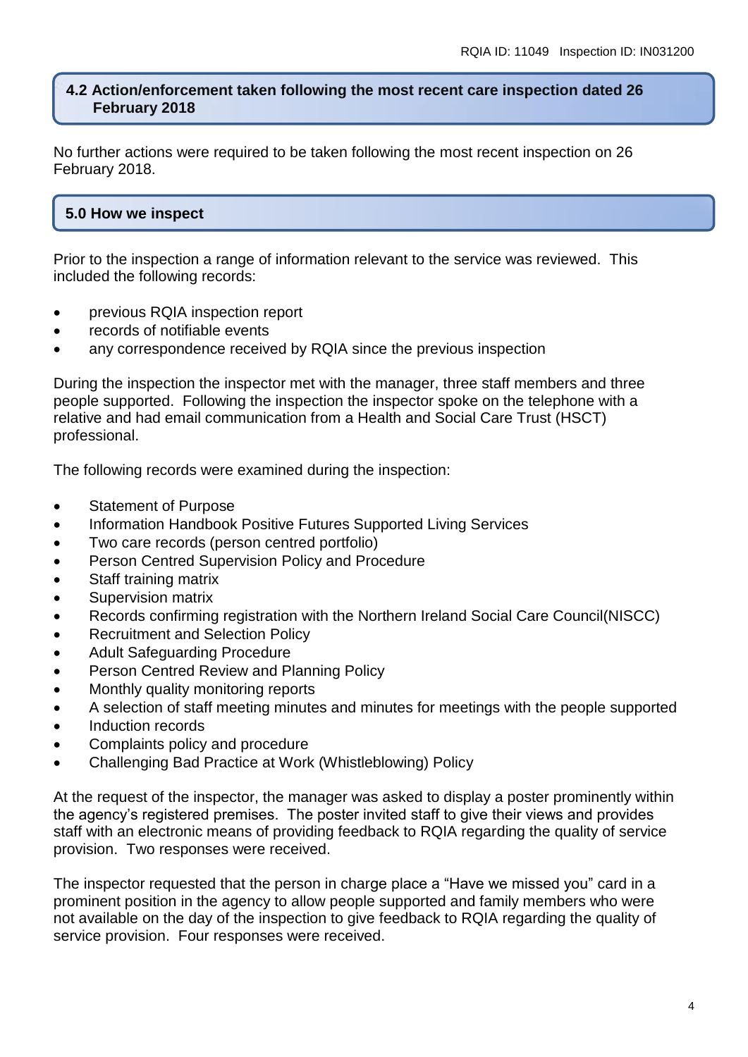## 4.2 Action/enforcement taken following the most recent care inspection dated 26 February 2018

No further actions were required to be taken following the most recent inspection on 26 February 2018.

## 5.0 How we inspect

Prior to the inspection a range of information relevant to the service was reviewed. This included the following records:

- previous RQIA inspection report
- records of notifiable events
- any correspondence received by RQIA since the previous inspection

During the inspection the inspector met with the manager, three staff members and three people supported. Following the inspection the inspector spoke on the telephone with a relative and had email communication from a Health and Social Care Trust (HSCT) professional.

The following records were examined during the inspection:

- Statement of Purpose
- Information Handbook Positive Futures Supported Living Services
- Two care records (person centred portfolio)
- Person Centred Supervision Policy and Procedure
- Staff training matrix
- Supervision matrix
- Records confirming registration with the Northern Ireland Social Care Council(NISCC)
- Recruitment and Selection Policy
- Adult Safeguarding Procedure
- Person Centred Review and Planning Policy
- Monthly quality monitoring reports
- A selection of staff meeting minutes and minutes for meetings with the people supported
- Induction records
- Complaints policy and procedure
- Challenging Bad Practice at Work (Whistleblowing) Policy

At the request of the inspector, the manager was asked to display a poster prominently within the agency's registered premises. The poster invited staff to give their views and provides staff with an electronic means of providing feedback to RQIA regarding the quality of service provision. Two responses were received.

The inspector requested that the person in charge place a "Have we missed you" card in a prominent position in the agency to allow people supported and family members who were not available on the day of the inspection to give feedback to RQIA regarding the quality of service provision. Four responses were received.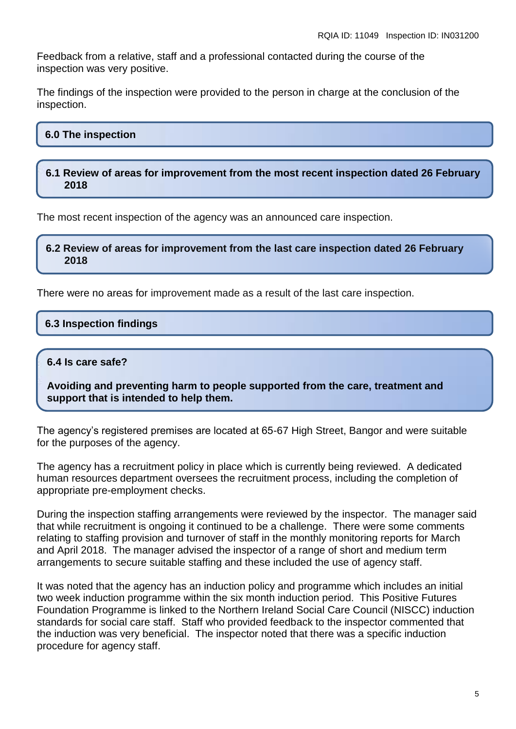Feedback from a relative, staff and a professional contacted during the course of the inspection was very positive.

The findings of the inspection were provided to the person in charge at the conclusion of the inspection.

## 6.0 The inspection

### 6.1 Review of areas for improvement from the most recent inspection dated 26 February 2018

The most recent inspection of the agency was an announced care inspection.

### 6.2 Review of areas for improvement from the last care inspection dated 26 February 2018

There were no areas for improvement made as a result of the last care inspection.

### 6.3 Inspection findings

### 6.4 Is care safe?

**Avoiding and preventing harm to people supported from the care, treatment and support that is intended to help them.**

The agency's registered premises are located at 65-67 High Street, Bangor and were suitable for the purposes of the agency.

The agency has a recruitment policy in place which is currently being reviewed. A dedicated human resources department oversees the recruitment process, including the completion of appropriate pre-employment checks.

During the inspection staffing arrangements were reviewed by the inspector. The manager said that while recruitment is ongoing it continued to be a challenge. There were some comments relating to staffing provision and turnover of staff in the monthly monitoring reports for March and April 2018. The manager advised the inspector of a range of short and medium term arrangements to secure suitable staffing and these included the use of agency staff.

It was noted that the agency has an induction policy and programme which includes an initial two week induction programme within the six month induction period. This Positive Futures Foundation Programme is linked to the Northern Ireland Social Care Council (NISCC) induction standards for social care staff. Staff who provided feedback to the inspector commented that the induction was very beneficial. The inspector noted that there was a specific induction procedure for agency staff.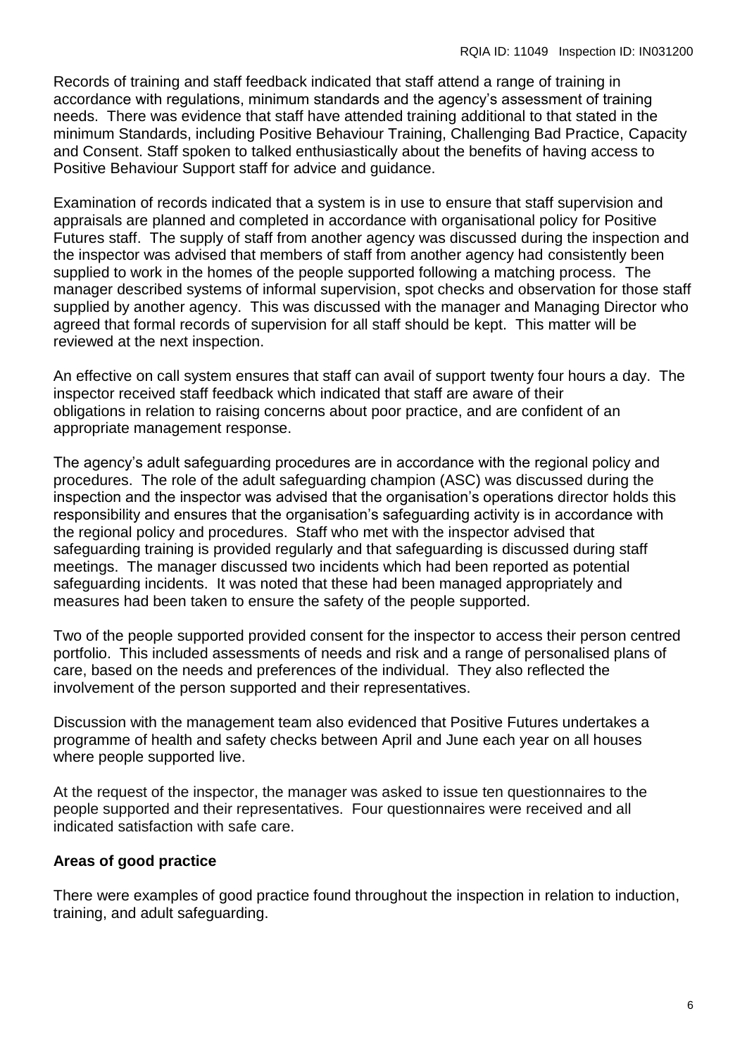Records of training and staff feedback indicated that staff attend a range of training in accordance with regulations, minimum standards and the agency's assessment of training needs. There was evidence that staff have attended training additional to that stated in the minimum Standards, including Positive Behaviour Training, Challenging Bad Practice, Capacity and Consent. Staff spoken to talked enthusiastically about the benefits of having access to Positive Behaviour Support staff for advice and guidance.

Examination of records indicated that a system is in use to ensure that staff supervision and appraisals are planned and completed in accordance with organisational policy for Positive Futures staff. The supply of staff from another agency was discussed during the inspection and the inspector was advised that members of staff from another agency had consistently been supplied to work in the homes of the people supported following a matching process. The manager described systems of informal supervision, spot checks and observation for those staff supplied by another agency. This was discussed with the manager and Managing Director who agreed that formal records of supervision for all staff should be kept. This matter will be reviewed at the next inspection.

An effective on call system ensures that staff can avail of support twenty four hours a day. The inspector received staff feedback which indicated that staff are aware of their obligations in relation to raising concerns about poor practice, and are confident of an appropriate management response.

The agency's adult safeguarding procedures are in accordance with the regional policy and procedures. The role of the adult safeguarding champion (ASC) was discussed during the inspection and the inspector was advised that the organisation's operations director holds this responsibility and ensures that the organisation's safeguarding activity is in accordance with the regional policy and procedures. Staff who met with the inspector advised that safeguarding training is provided regularly and that safeguarding is discussed during staff meetings. The manager discussed two incidents which had been reported as potential safeguarding incidents. It was noted that these had been managed appropriately and measures had been taken to ensure the safety of the people supported.

Two of the people supported provided consent for the inspector to access their person centred portfolio. This included assessments of needs and risk and a range of personalised plans of care, based on the needs and preferences of the individual. They also reflected the involvement of the person supported and their representatives.

Discussion with the management team also evidenced that Positive Futures undertakes a programme of health and safety checks between April and June each year on all houses where people supported live.

At the request of the inspector, the manager was asked to issue ten questionnaires to the people supported and their representatives. Four questionnaires were received and all indicated satisfaction with safe care.

**Areas of good practice**

There were examples of good practice found throughout the inspection in relation to induction, training, and adult safeguarding.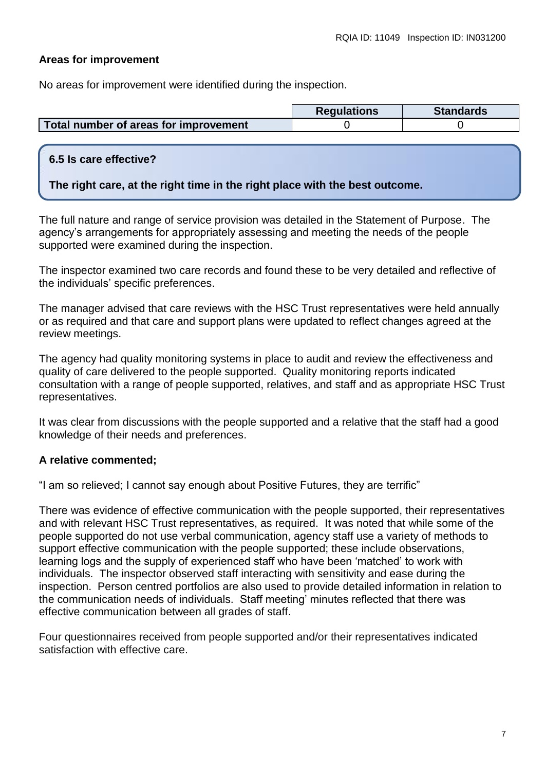**Areas for improvement**

No areas for improvement were identified during the inspection.

| | Regulations | Standards |
|---|---|---|
| **Total number of areas for improvement** | 0 | 0 |

**6.5 Is care effective?**

**The right care, at the right time in the right place with the best outcome.**

The full nature and range of service provision was detailed in the Statement of Purpose. The agency's arrangements for appropriately assessing and meeting the needs of the people supported were examined during the inspection.

The inspector examined two care records and found these to be very detailed and reflective of the individuals' specific preferences.

The manager advised that care reviews with the HSC Trust representatives were held annually or as required and that care and support plans were updated to reflect changes agreed at the review meetings.

The agency had quality monitoring systems in place to audit and review the effectiveness and quality of care delivered to the people supported. Quality monitoring reports indicated consultation with a range of people supported, relatives, and staff and as appropriate HSC Trust representatives.

It was clear from discussions with the people supported and a relative that the staff had a good knowledge of their needs and preferences.

**A relative commented;**

"I am so relieved; I cannot say enough about Positive Futures, they are terrific"

There was evidence of effective communication with the people supported, their representatives and with relevant HSC Trust representatives, as required. It was noted that while some of the people supported do not use verbal communication, agency staff use a variety of methods to support effective communication with the people supported; these include observations, learning logs and the supply of experienced staff who have been 'matched' to work with individuals. The inspector observed staff interacting with sensitivity and ease during the inspection. Person centred portfolios are also used to provide detailed information in relation to the communication needs of individuals. Staff meeting' minutes reflected that there was effective communication between all grades of staff.

Four questionnaires received from people supported and/or their representatives indicated satisfaction with effective care.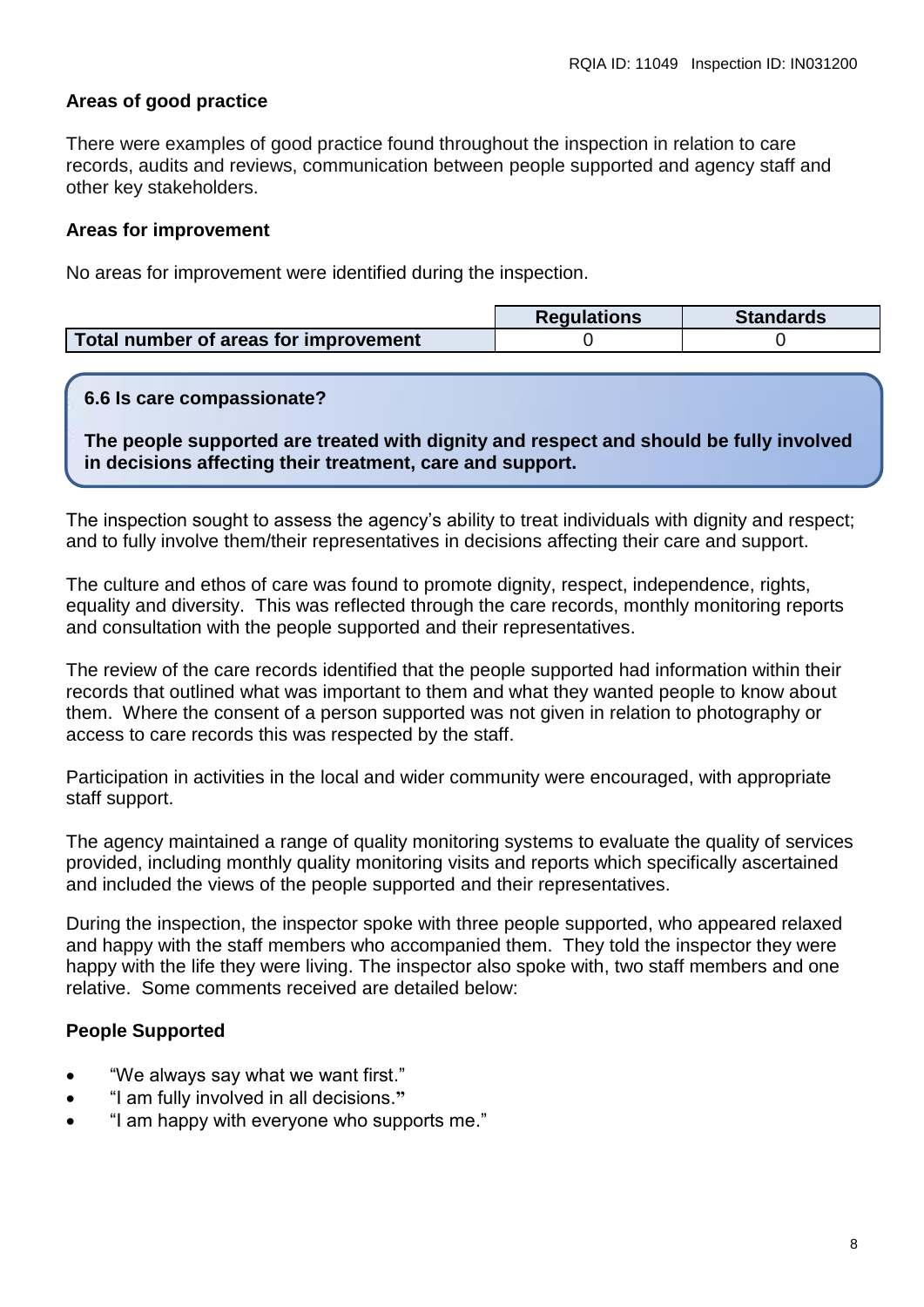**Areas of good practice**

There were examples of good practice found throughout the inspection in relation to care records, audits and reviews, communication between people supported and agency staff and other key stakeholders.

**Areas for improvement**

No areas for improvement were identified during the inspection.

| | Regulations | Standards |
|---|---|---|
| **Total number of areas for improvement** | 0 | 0 |

**6.6 Is care compassionate?**

**The people supported are treated with dignity and respect and should be fully involved in decisions affecting their treatment, care and support.**

The inspection sought to assess the agency's ability to treat individuals with dignity and respect; and to fully involve them/their representatives in decisions affecting their care and support.

The culture and ethos of care was found to promote dignity, respect, independence, rights, equality and diversity. This was reflected through the care records, monthly monitoring reports and consultation with the people supported and their representatives.

The review of the care records identified that the people supported had information within their records that outlined what was important to them and what they wanted people to know about them. Where the consent of a person supported was not given in relation to photography or access to care records this was respected by the staff.

Participation in activities in the local and wider community were encouraged, with appropriate staff support.

The agency maintained a range of quality monitoring systems to evaluate the quality of services provided, including monthly quality monitoring visits and reports which specifically ascertained and included the views of the people supported and their representatives.

During the inspection, the inspector spoke with three people supported, who appeared relaxed and happy with the staff members who accompanied them. They told the inspector they were happy with the life they were living. The inspector also spoke with, two staff members and one relative. Some comments received are detailed below:

**People Supported**

- "We always say what we want first."
- "I am fully involved in all decisions."
- "I am happy with everyone who supports me."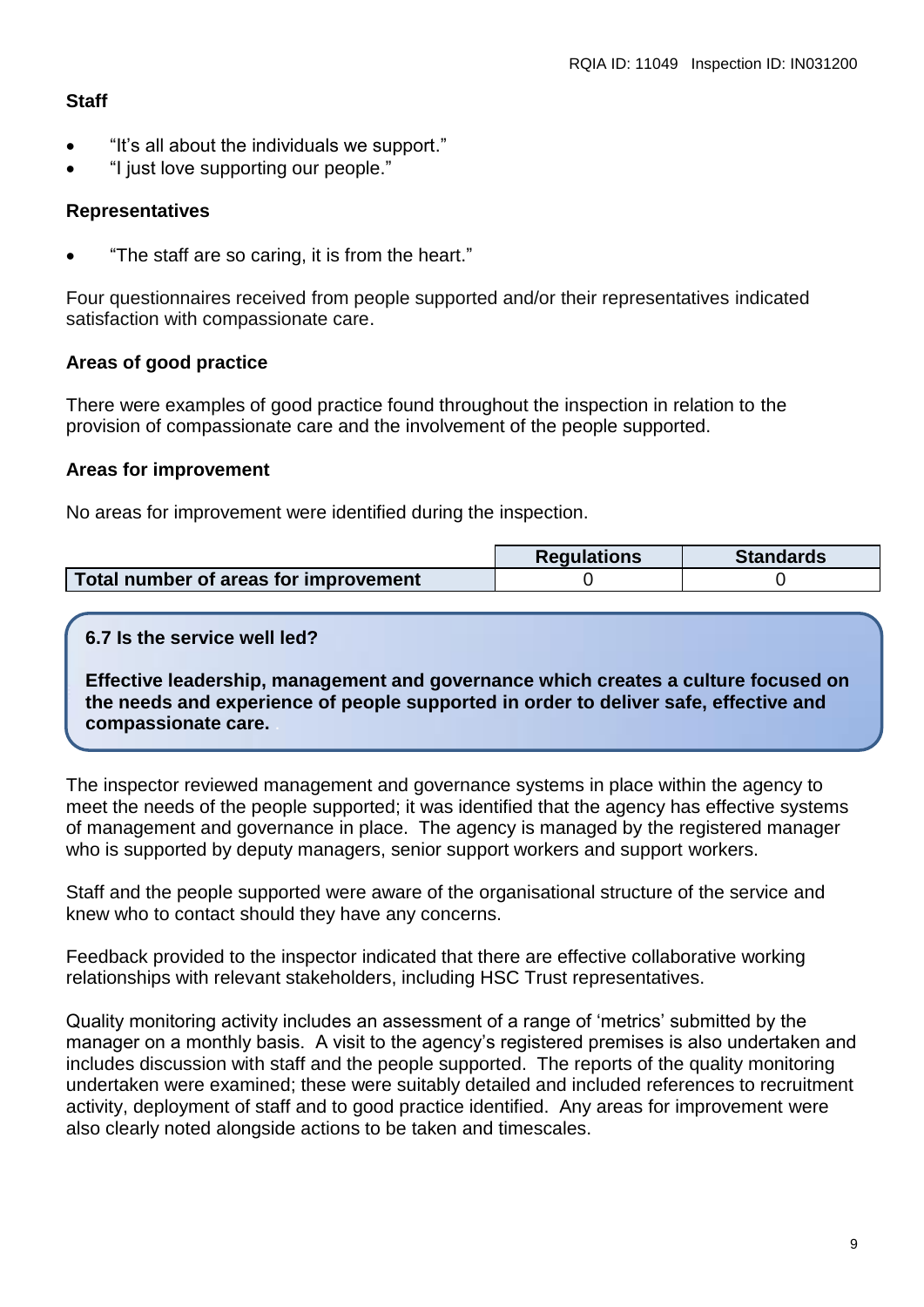**Staff**

- "It's all about the individuals we support."
- "I just love supporting our people."

**Representatives**

- "The staff are so caring, it is from the heart."

Four questionnaires received from people supported and/or their representatives indicated satisfaction with compassionate care.

**Areas of good practice**

There were examples of good practice found throughout the inspection in relation to the provision of compassionate care and the involvement of the people supported.

**Areas for improvement**

No areas for improvement were identified during the inspection.

| | Regulations | Standards |
|---|---|---|
| **Total number of areas for improvement** | 0 | 0 |

**6.7 Is the service well led?**

**Effective leadership, management and governance which creates a culture focused on the needs and experience of people supported in order to deliver safe, effective and compassionate care.**

The inspector reviewed management and governance systems in place within the agency to meet the needs of the people supported; it was identified that the agency has effective systems of management and governance in place. The agency is managed by the registered manager who is supported by deputy managers, senior support workers and support workers.

Staff and the people supported were aware of the organisational structure of the service and knew who to contact should they have any concerns.

Feedback provided to the inspector indicated that there are effective collaborative working relationships with relevant stakeholders, including HSC Trust representatives.

Quality monitoring activity includes an assessment of a range of 'metrics' submitted by the manager on a monthly basis. A visit to the agency's registered premises is also undertaken and includes discussion with staff and the people supported. The reports of the quality monitoring undertaken were examined; these were suitably detailed and included references to recruitment activity, deployment of staff and to good practice identified. Any areas for improvement were also clearly noted alongside actions to be taken and timescales.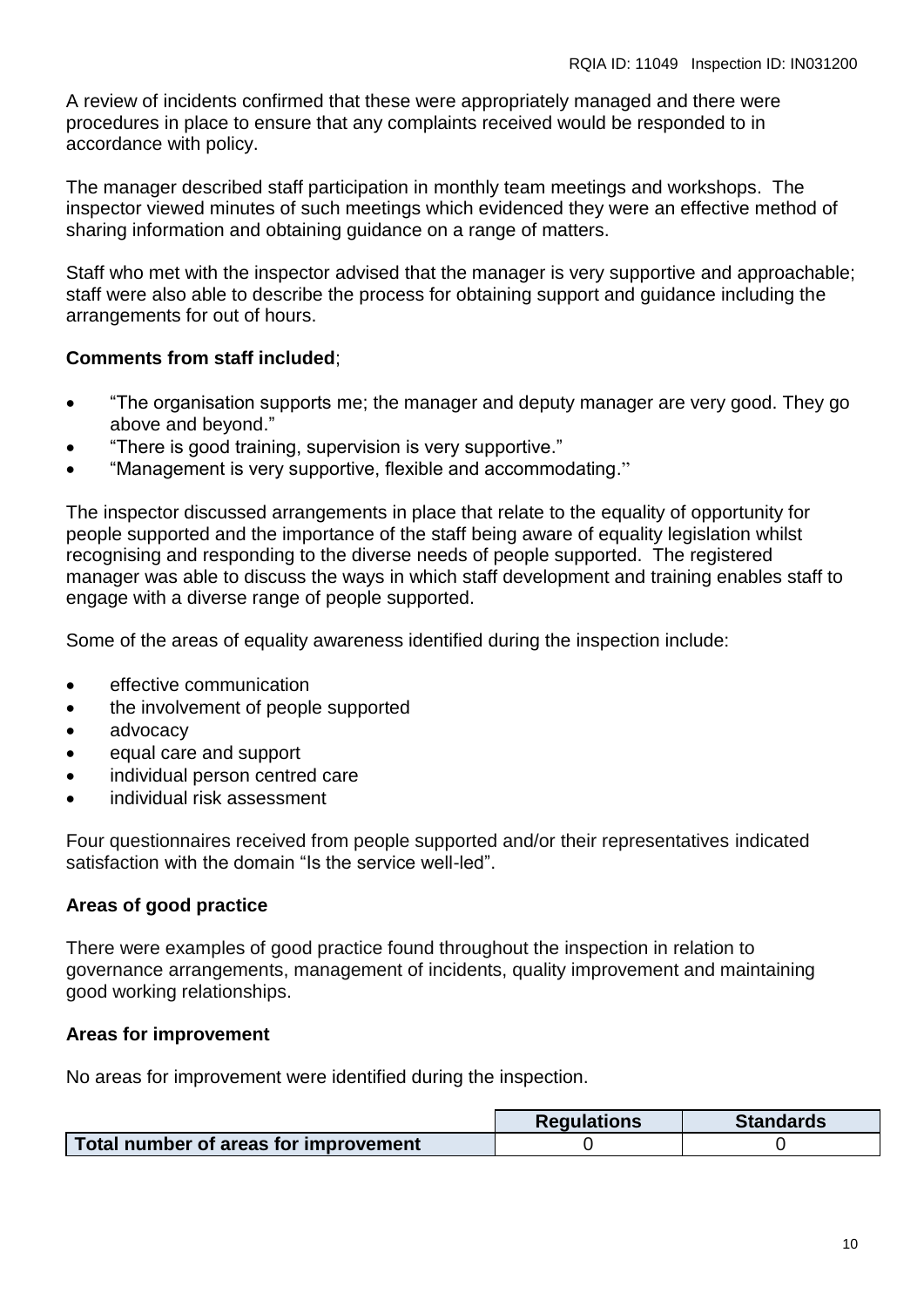A review of incidents confirmed that these were appropriately managed and there were procedures in place to ensure that any complaints received would be responded to in accordance with policy.

The manager described staff participation in monthly team meetings and workshops. The inspector viewed minutes of such meetings which evidenced they were an effective method of sharing information and obtaining guidance on a range of matters.

Staff who met with the inspector advised that the manager is very supportive and approachable; staff were also able to describe the process for obtaining support and guidance including the arrangements for out of hours.

**Comments from staff included**;

- "The organisation supports me; the manager and deputy manager are very good. They go above and beyond."
- "There is good training, supervision is very supportive."
- "Management is very supportive, flexible and accommodating."

The inspector discussed arrangements in place that relate to the equality of opportunity for people supported and the importance of the staff being aware of equality legislation whilst recognising and responding to the diverse needs of people supported. The registered manager was able to discuss the ways in which staff development and training enables staff to engage with a diverse range of people supported.

Some of the areas of equality awareness identified during the inspection include:

- effective communication
- the involvement of people supported
- advocacy
- equal care and support
- individual person centred care
- individual risk assessment

Four questionnaires received from people supported and/or their representatives indicated satisfaction with the domain "Is the service well-led".

**Areas of good practice**

There were examples of good practice found throughout the inspection in relation to governance arrangements, management of incidents, quality improvement and maintaining good working relationships.

**Areas for improvement**

No areas for improvement were identified during the inspection.

| | Regulations | Standards |
|---|---|---|
| **Total number of areas for improvement** | 0 | 0 |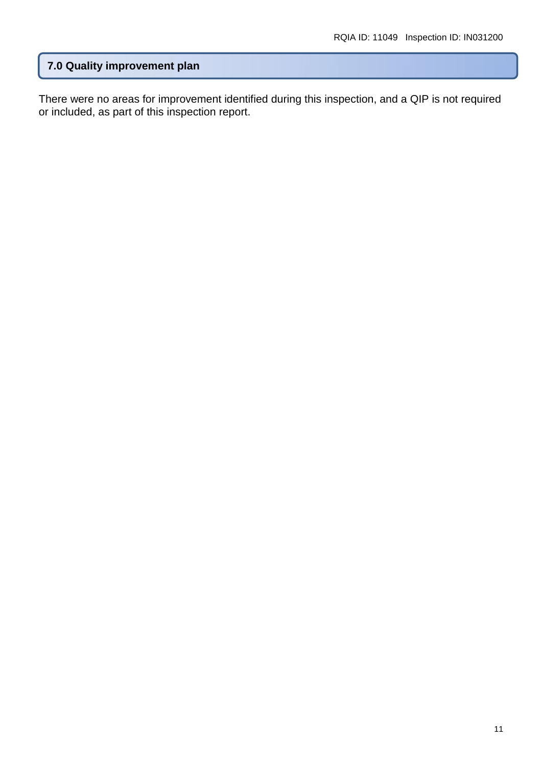## 7.0 Quality improvement plan

There were no areas for improvement identified during this inspection, and a QIP is not required or included, as part of this inspection report.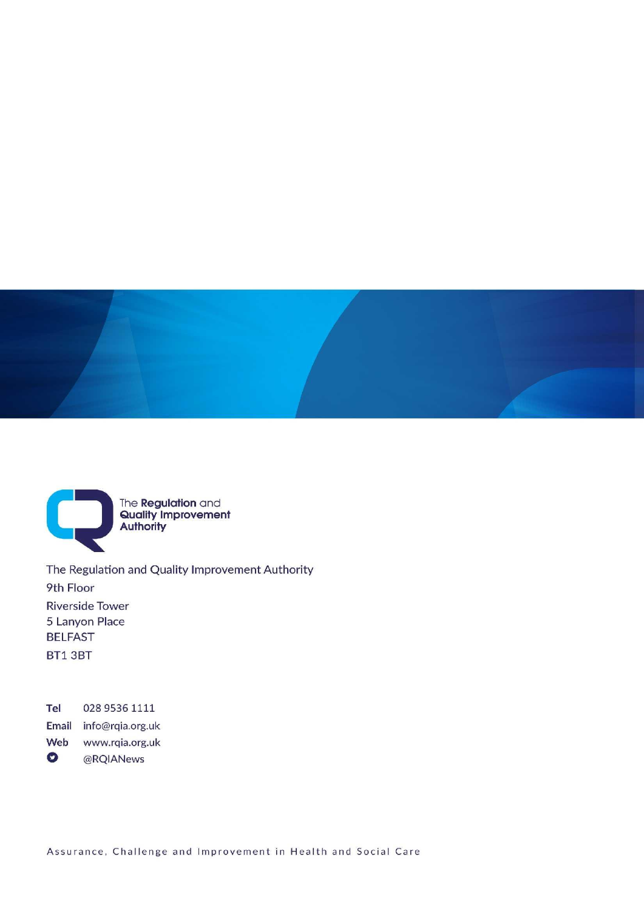The Regulation and Quality Improvement Authority

The Regulation and Quality Improvement Authority
9th Floor
Riverside Tower
5 Lanyon Place
BELFAST
BT1 3BT

**Tel** 028 9536 1111
**Email** info@rqia.org.uk
**Web** www.rqia.org.uk
@RQIANews

Assurance, Challenge and Improvement in Health and Social Care